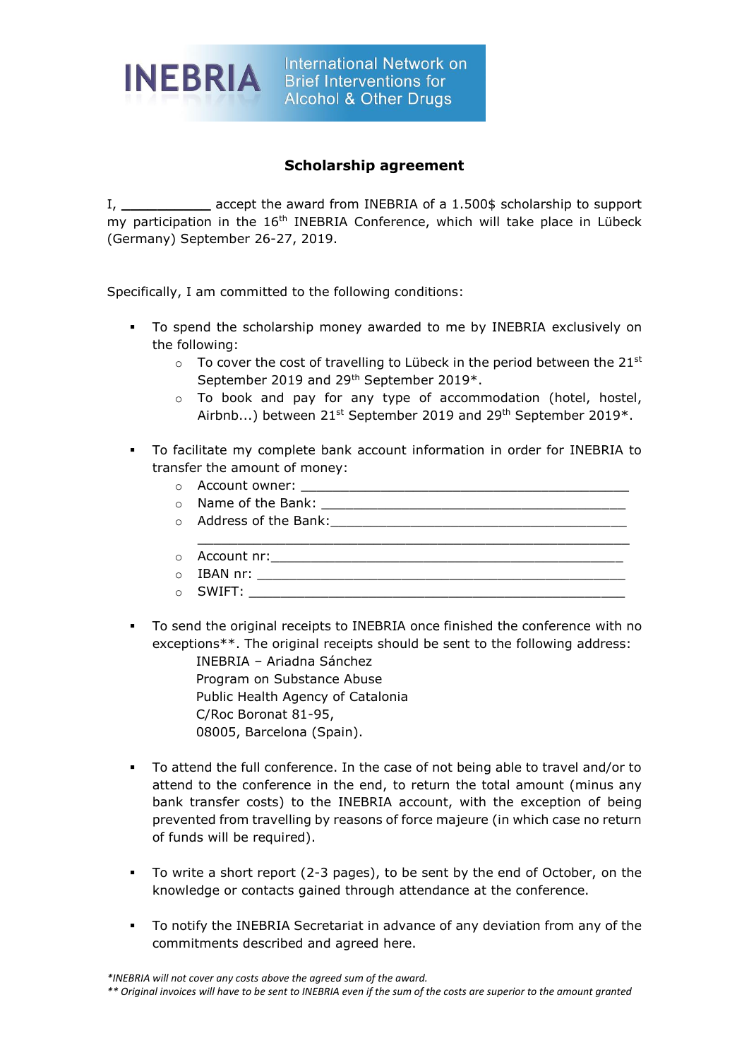INEBRIA International Network on Brief Interventions for Alcohol & Other Drugs

## Scholarship agreement

I, ___________ accept the award from INEBRIA of a 1.500$ scholarship to support my participation in the 16th INEBRIA Conference, which will take place in Lübeck (Germany) September 26-27, 2019.

Specifically, I am committed to the following conditions:

- To spend the scholarship money awarded to me by INEBRIA exclusively on the following:
  - To cover the cost of travelling to Lübeck in the period between the 21st September 2019 and 29th September 2019*.
  - To book and pay for any type of accommodation (hotel, hostel, Airbnb...) between 21st September 2019 and 29th September 2019*.

- To facilitate my complete bank account information in order for INEBRIA to transfer the amount of money:
  - Account owner: ___________________________________________
  - Name of the Bank: ________________________________________
  - Address of the Bank:______________________________________
    ______________________________________________________
  - Account nr:______________________________________________
  - IBAN nr: ________________________________________________
  - SWIFT: _________________________________________________

- To send the original receipts to INEBRIA once finished the conference with no exceptions**. The original receipts should be sent to the following address:

  INEBRIA – Ariadna Sánchez  
  Program on Substance Abuse  
  Public Health Agency of Catalonia  
  C/Roc Boronat 81-95,  
  08005, Barcelona (Spain).

- To attend the full conference. In the case of not being able to travel and/or to attend to the conference in the end, to return the total amount (minus any bank transfer costs) to the INEBRIA account, with the exception of being prevented from travelling by reasons of force majeure (in which case no return of funds will be required).

- To write a short report (2-3 pages), to be sent by the end of October, on the knowledge or contacts gained through attendance at the conference.

- To notify the INEBRIA Secretariat in advance of any deviation from any of the commitments described and agreed here.

*\*INEBRIA will not cover any costs above the agreed sum of the award.*

*\*\* Original invoices will have to be sent to INEBRIA even if the sum of the costs are superior to the amount granted*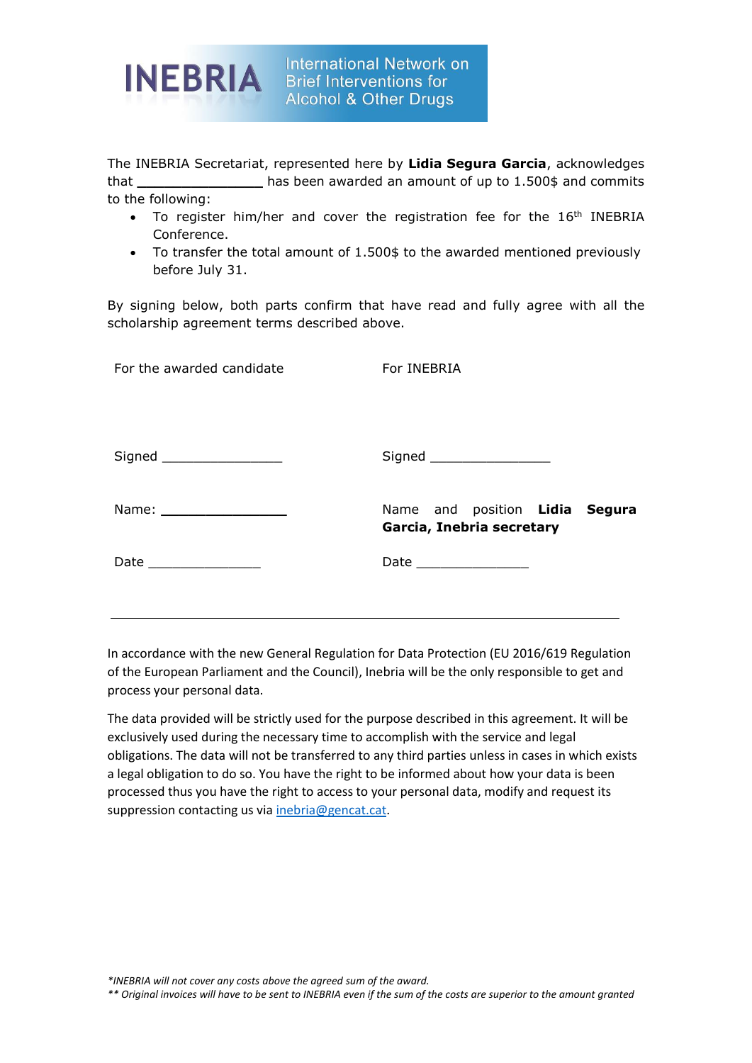**INEBRIA** International Network on Brief Interventions for Alcohol & Other Drugs

The INEBRIA Secretariat, represented here by **Lidia Segura Garcia**, acknowledges that ________________ has been awarded an amount of up to 1.500$ and commits to the following:

- To register him/her and cover the registration fee for the 16th INEBRIA Conference.
- To transfer the total amount of 1.500$ to the awarded mentioned previously before July 31.

By signing below, both parts confirm that have read and fully agree with all the scholarship agreement terms described above.

For the awarded candidate

Signed ________________

Name: ________________

Date _______________

For INEBRIA

Signed ________________

Name and position **Lidia Segura Garcia, Inebria secretary**

Date _______________

---

In accordance with the new General Regulation for Data Protection (EU 2016/619 Regulation of the European Parliament and the Council), Inebria will be the only responsible to get and process your personal data.

The data provided will be strictly used for the purpose described in this agreement. It will be exclusively used during the necessary time to accomplish with the service and legal obligations. The data will not be transferred to any third parties unless in cases in which exists a legal obligation to do so. You have the right to be informed about how your data is been processed thus you have the right to access to your personal data, modify and request its suppression contacting us via inebria@gencat.cat.

*\*INEBRIA will not cover any costs above the agreed sum of the award.*

*\*\* Original invoices will have to be sent to INEBRIA even if the sum of the costs are superior to the amount granted*